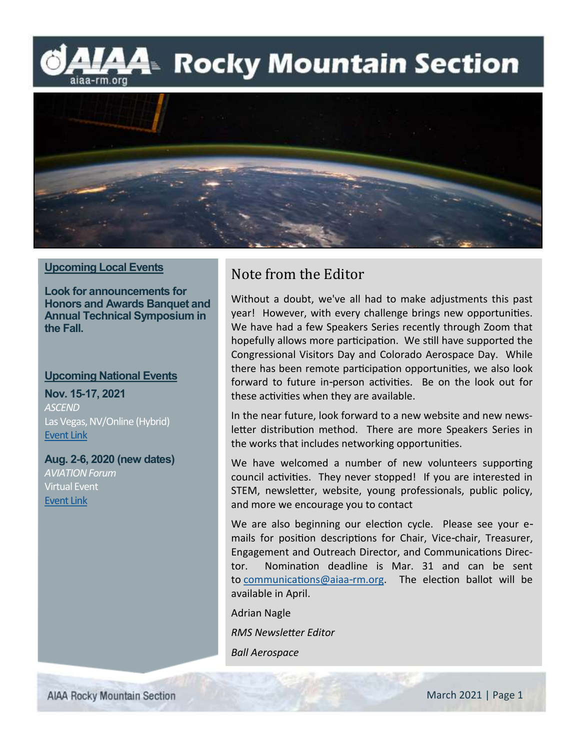# AIAA Rocky Mountain Section

aiaa-rm.org

## Upcoming Local Events

**Look for announcements for Honors and Awards Banquet and Annual Technical Symposium in the Fall.**

## Upcoming National Events

**Nov. 15-17, 2021**
*ASCEND*
Las Vegas, NV/Online (Hybrid)
Event Link

**Aug. 2-6, 2020 (new dates)**
*AVIATION Forum*
Virtual Event
Event Link

## Note from the Editor

Without a doubt, we've all had to make adjustments this past year! However, with every challenge brings new opportunities. We have had a few Speakers Series recently through Zoom that hopefully allows more participation. We still have supported the Congressional Visitors Day and Colorado Aerospace Day. While there has been remote participation opportunities, we also look forward to future in-person activities. Be on the look out for these activities when they are available.

In the near future, look forward to a new website and new newsletter distribution method. There are more Speakers Series in the works that includes networking opportunities.

We have welcomed a number of new volunteers supporting council activities. They never stopped! If you are interested in STEM, newsletter, website, young professionals, public policy, and more we encourage you to contact

We are also beginning our election cycle. Please see your e-mails for position descriptions for Chair, Vice-chair, Treasurer, Engagement and Outreach Director, and Communications Director. Nomination deadline is Mar. 31 and can be sent to communications@aiaa-rm.org. The election ballot will be available in April.

Adrian Nagle

*RMS Newsletter Editor*

*Ball Aerospace*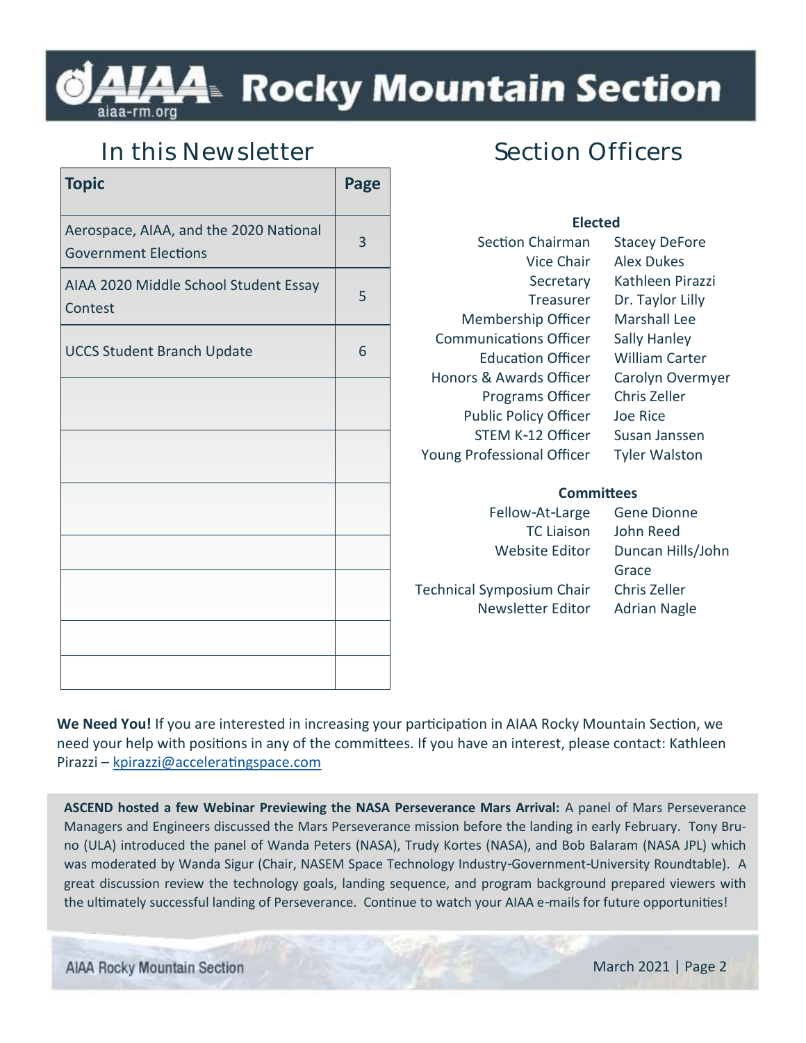# AIAA Rocky Mountain Section

aiaa-rm.org

## In this Newsletter

| Topic | Page |
|---|---|
| Aerospace, AIAA, and the 2020 National Government Elections | 3 |
| AIAA 2020 Middle School Student Essay Contest | 5 |
| UCCS Student Branch Update | 6 |
| | |
| | |
| | |
| | |
| | |
| | |
| | |

## Section Officers

**Elected**

| | |
|---|---|
| Section Chairman | Stacey DeFore |
| Vice Chair | Alex Dukes |
| Secretary | Kathleen Pirazzi |
| Treasurer | Dr. Taylor Lilly |
| Membership Officer | Marshall Lee |
| Communications Officer | Sally Hanley |
| Education Officer | William Carter |
| Honors & Awards Officer | Carolyn Overmyer |
| Programs Officer | Chris Zeller |
| Public Policy Officer | Joe Rice |
| STEM K-12 Officer | Susan Janssen |
| Young Professional Officer | Tyler Walston |

**Committees**

| | |
|---|---|
| Fellow-At-Large | Gene Dionne |
| TC Liaison | John Reed |
| Website Editor | Duncan Hills/John Grace |
| Technical Symposium Chair | Chris Zeller |
| Newsletter Editor | Adrian Nagle |

**We Need You!** If you are interested in increasing your participation in AIAA Rocky Mountain Section, we need your help with positions in any of the committees. If you have an interest, please contact: Kathleen Pirazzi – kpirazzi@acceleratingspace.com

**ASCEND hosted a few Webinar Previewing the NASA Perseverance Mars Arrival:** A panel of Mars Perseverance Managers and Engineers discussed the Mars Perseverance mission before the landing in early February. Tony Bruno (ULA) introduced the panel of Wanda Peters (NASA), Trudy Kortes (NASA), and Bob Balaram (NASA JPL) which was moderated by Wanda Sigur (Chair, NASEM Space Technology Industry-Government-University Roundtable). A great discussion review the technology goals, landing sequence, and program background prepared viewers with the ultimately successful landing of Perseverance. Continue to watch your AIAA e-mails for future opportunities!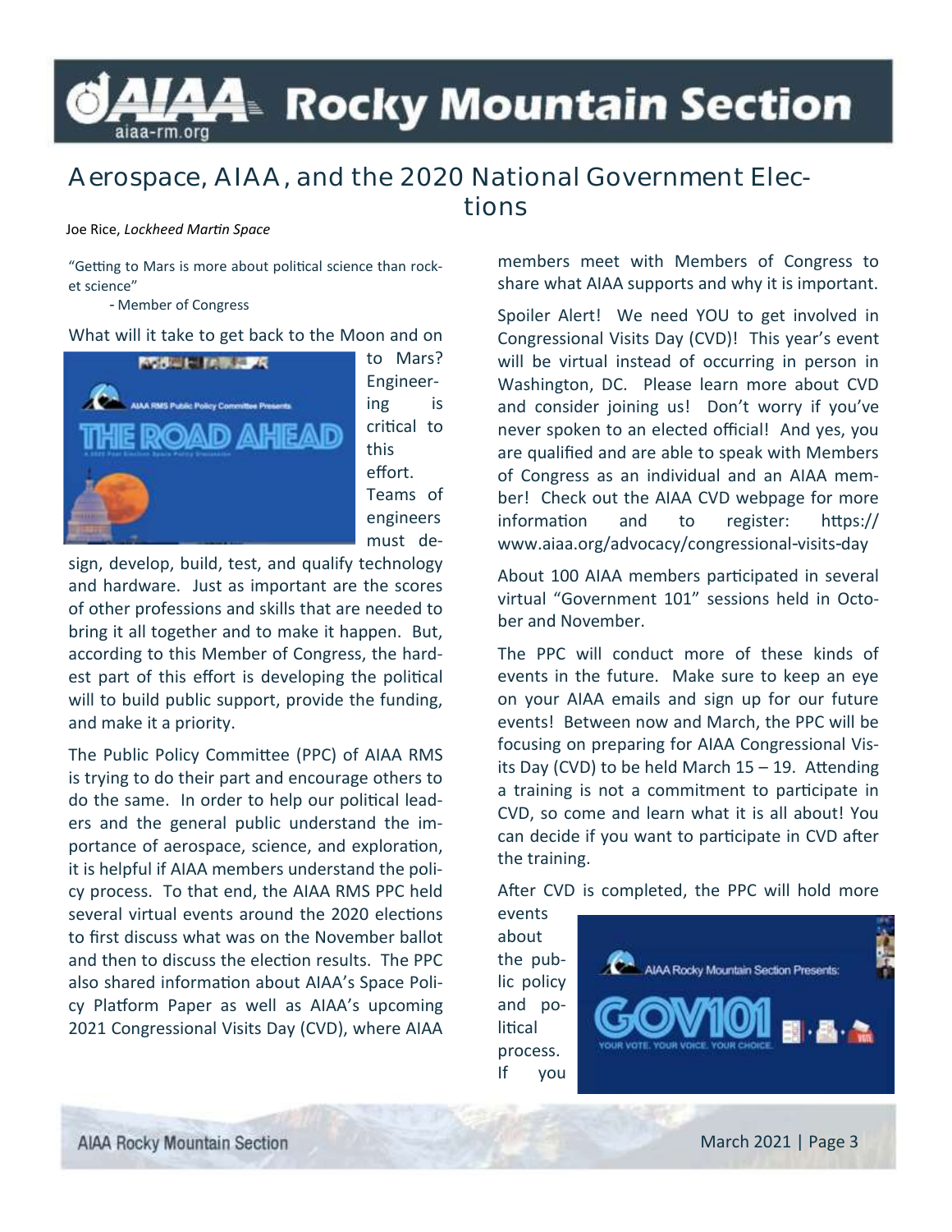# Aerospace, AIAA, and the 2020 National Government Elections

Joe Rice, *Lockheed Martin Space*

"Getting to Mars is more about political science than rocket science"

- Member of Congress

What will it take to get back to the Moon and on to Mars? Engineering is critical to this effort. Teams of engineers must design, develop, build, test, and qualify technology and hardware. Just as important are the scores of other professions and skills that are needed to bring it all together and to make it happen. But, according to this Member of Congress, the hardest part of this effort is developing the political will to build public support, provide the funding, and make it a priority.

The Public Policy Committee (PPC) of AIAA RMS is trying to do their part and encourage others to do the same. In order to help our political leaders and the general public understand the importance of aerospace, science, and exploration, it is helpful if AIAA members understand the policy process. To that end, the AIAA RMS PPC held several virtual events around the 2020 elections to first discuss what was on the November ballot and then to discuss the election results. The PPC also shared information about AIAA's Space Policy Platform Paper as well as AIAA's upcoming 2021 Congressional Visits Day (CVD), where AIAA members meet with Members of Congress to share what AIAA supports and why it is important.

Spoiler Alert! We need YOU to get involved in Congressional Visits Day (CVD)! This year's event will be virtual instead of occurring in person in Washington, DC. Please learn more about CVD and consider joining us! Don't worry if you've never spoken to an elected official! And yes, you are qualified and are able to speak with Members of Congress as an individual and an AIAA member! Check out the AIAA CVD webpage for more information and to register: https://www.aiaa.org/advocacy/congressional-visits-day

About 100 AIAA members participated in several virtual "Government 101" sessions held in October and November.

The PPC will conduct more of these kinds of events in the future. Make sure to keep an eye on your AIAA emails and sign up for our future events! Between now and March, the PPC will be focusing on preparing for AIAA Congressional Visits Day (CVD) to be held March 15 – 19. Attending a training is not a commitment to participate in CVD, so come and learn what it is all about! You can decide if you want to participate in CVD after the training.

After CVD is completed, the PPC will hold more events about the public policy and political process. If you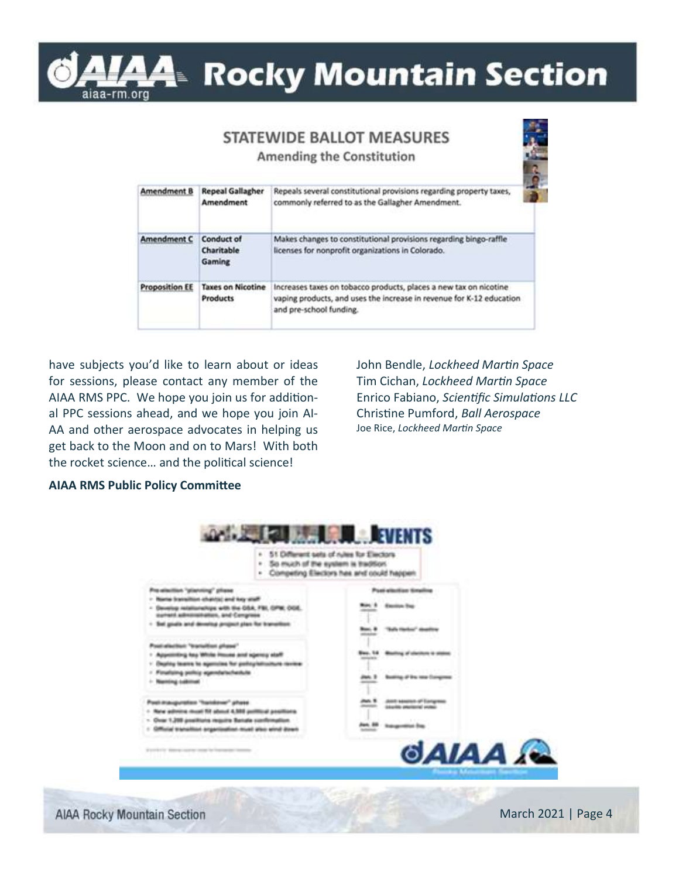## STATEWIDE BALLOT MEASURES

### Amending the Constitution

| | | |
|---|---|---|
| Amendment B | Repeal Gallagher Amendment | Repeals several constitutional provisions regarding property taxes, commonly referred to as the Gallagher Amendment. |
| Amendment C | Conduct of Charitable Gaming | Makes changes to constitutional provisions regarding bingo-raffle licenses for nonprofit organizations in Colorado. |
| Proposition EE | Taxes on Nicotine Products | Increases taxes on tobacco products, places a new tax on nicotine vaping products, and uses the increase in revenue for K-12 education and pre-school funding. |

have subjects you'd like to learn about or ideas for sessions, please contact any member of the AIAA RMS PPC. We hope you join us for additional PPC sessions ahead, and we hope you join AIAA and other aerospace advocates in helping us get back to the Moon and on to Mars! With both the rocket science… and the political science!

**AIAA RMS Public Policy Committee**

John Bendle, *Lockheed Martin Space*
Tim Cichan, *Lockheed Martin Space*
Enrico Fabiano, *Scientific Simulations LLC*
Christine Pumford, *Ball Aerospace*
Joe Rice, *Lockheed Martin Space*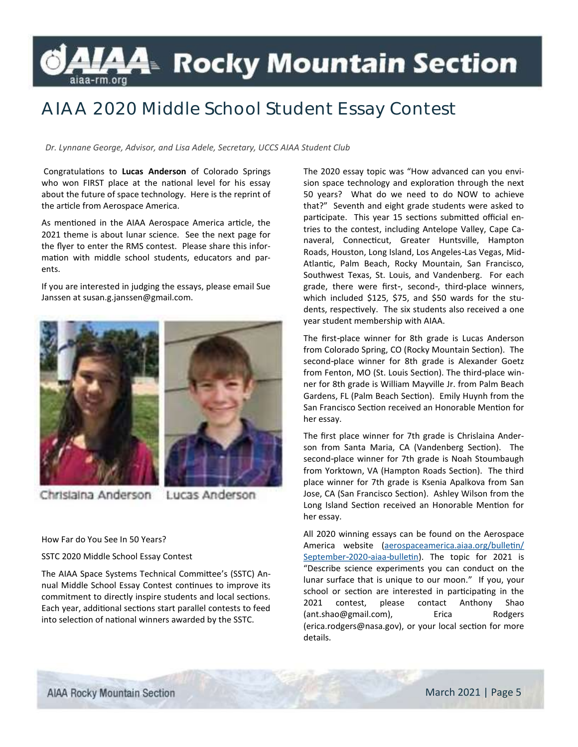# AIAA 2020 Middle School Student Essay Contest

*Dr. Lynnane George, Advisor, and Lisa Adele, Secretary, UCCS AIAA Student Club*

Congratulations to **Lucas Anderson** of Colorado Springs who won FIRST place at the national level for his essay about the future of space technology. Here is the reprint of the article from Aerospace America.

As mentioned in the AIAA Aerospace America article, the 2021 theme is about lunar science. See the next page for the flyer to enter the RMS contest. Please share this information with middle school students, educators and parents.

If you are interested in judging the essays, please email Sue Janssen at susan.g.janssen@gmail.com.

Chrislaina Anderson Lucas Anderson

How Far do You See In 50 Years?

SSTC 2020 Middle School Essay Contest

The AIAA Space Systems Technical Committee's (SSTC) Annual Middle School Essay Contest continues to improve its commitment to directly inspire students and local sections. Each year, additional sections start parallel contests to feed into selection of national winners awarded by the SSTC.

The 2020 essay topic was "How advanced can you envision space technology and exploration through the next 50 years? What do we need to do NOW to achieve that?" Seventh and eight grade students were asked to participate. This year 15 sections submitted official entries to the contest, including Antelope Valley, Cape Canaveral, Connecticut, Greater Huntsville, Hampton Roads, Houston, Long Island, Los Angeles-Las Vegas, Mid-Atlantic, Palm Beach, Rocky Mountain, San Francisco, Southwest Texas, St. Louis, and Vandenberg. For each grade, there were first-, second-, third-place winners, which included $125, $75, and $50 wards for the students, respectively. The six students also received a one year student membership with AIAA.

The first-place winner for 8th grade is Lucas Anderson from Colorado Spring, CO (Rocky Mountain Section). The second-place winner for 8th grade is Alexander Goetz from Fenton, MO (St. Louis Section). The third-place winner for 8th grade is William Mayville Jr. from Palm Beach Gardens, FL (Palm Beach Section). Emily Huynh from the San Francisco Section received an Honorable Mention for her essay.

The first place winner for 7th grade is Chrislaina Anderson from Santa Maria, CA (Vandenberg Section). The second-place winner for 7th grade is Noah Stoumbaugh from Yorktown, VA (Hampton Roads Section). The third place winner for 7th grade is Ksenia Apalkova from San Jose, CA (San Francisco Section). Ashley Wilson from the Long Island Section received an Honorable Mention for her essay.

All 2020 winning essays can be found on the Aerospace America website (aerospaceamerica.aiaa.org/bulletin/September-2020-aiaa-bulletin). The topic for 2021 is "Describe science experiments you can conduct on the lunar surface that is unique to our moon." If you, your school or section are interested in participating in the 2021 contest, please contact Anthony Shao (ant.shao@gmail.com), Erica Rodgers (erica.rodgers@nasa.gov), or your local section for more details.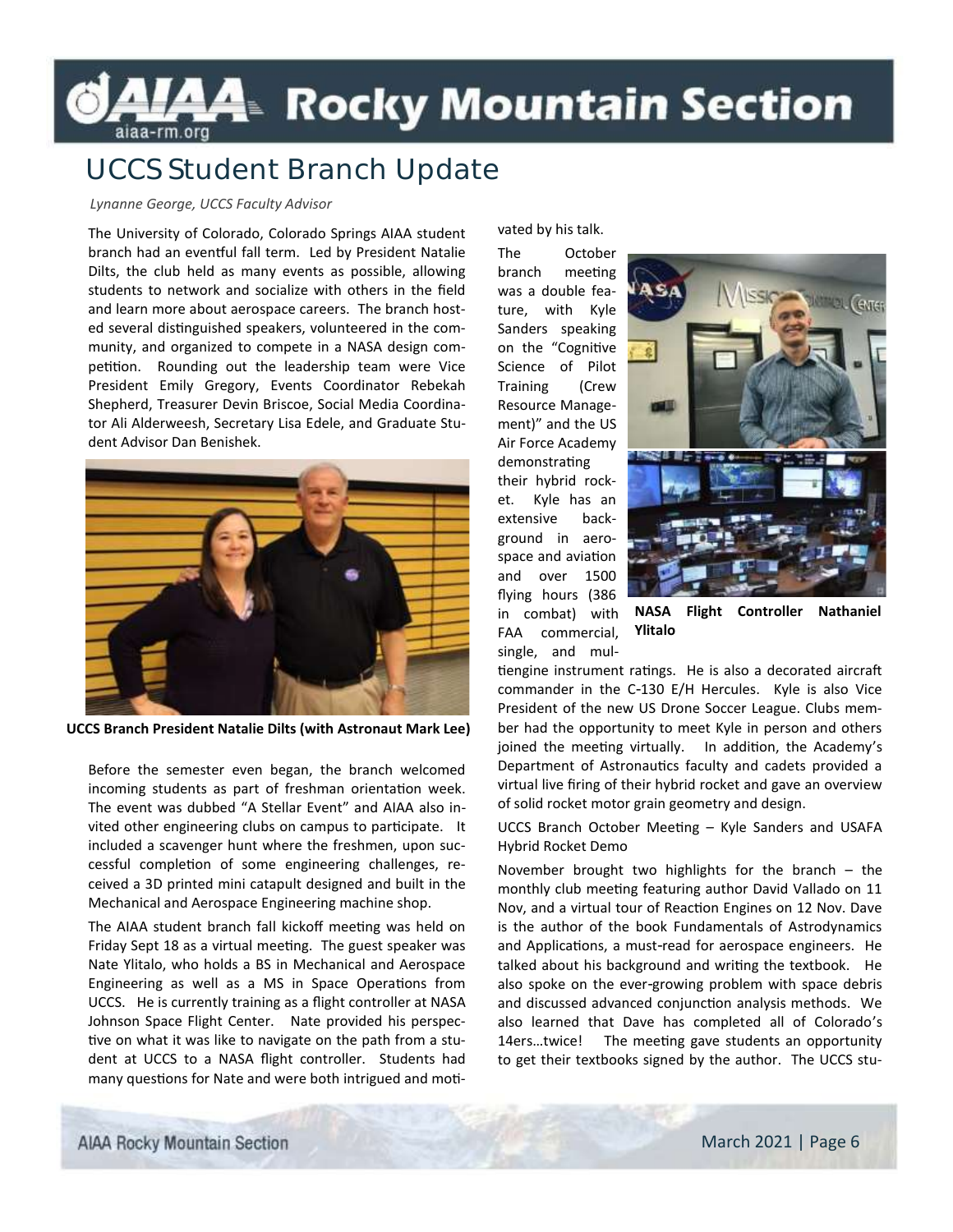# UCCS Student Branch Update

*Lynanne George, UCCS Faculty Advisor*

The University of Colorado, Colorado Springs AIAA student branch had an eventful fall term. Led by President Natalie Dilts, the club held as many events as possible, allowing students to network and socialize with others in the field and learn more about aerospace careers. The branch hosted several distinguished speakers, volunteered in the community, and organized to compete in a NASA design competition. Rounding out the leadership team were Vice President Emily Gregory, Events Coordinator Rebekah Shepherd, Treasurer Devin Briscoe, Social Media Coordinator Ali Alderweesh, Secretary Lisa Edele, and Graduate Student Advisor Dan Benishek.

**UCCS Branch President Natalie Dilts (with Astronaut Mark Lee)**

Before the semester even began, the branch welcomed incoming students as part of freshman orientation week. The event was dubbed "A Stellar Event" and AIAA also invited other engineering clubs on campus to participate. It included a scavenger hunt where the freshmen, upon successful completion of some engineering challenges, received a 3D printed mini catapult designed and built in the Mechanical and Aerospace Engineering machine shop.

The AIAA student branch fall kickoff meeting was held on Friday Sept 18 as a virtual meeting. The guest speaker was Nate Ylitalo, who holds a BS in Mechanical and Aerospace Engineering as well as a MS in Space Operations from UCCS. He is currently training as a flight controller at NASA Johnson Space Flight Center. Nate provided his perspective on what it was like to navigate on the path from a student at UCCS to a NASA flight controller. Students had many questions for Nate and were both intrigued and motivated by his talk.

The October branch meeting was a double feature, with Kyle Sanders speaking on the "Cognitive Science of Pilot Training (Crew Resource Management)" and the US Air Force Academy demonstrating their hybrid rocket. Kyle has an extensive background in aerospace and aviation and over 1500 flying hours (386 in combat) with FAA commercial, single, and multiengine instrument ratings. He is also a decorated aircraft commander in the C-130 E/H Hercules. Kyle is also Vice President of the new US Drone Soccer League. Clubs member had the opportunity to meet Kyle in person and others joined the meeting virtually. In addition, the Academy's Department of Astronautics faculty and cadets provided a virtual live firing of their hybrid rocket and gave an overview of solid rocket motor grain geometry and design.

**NASA Flight Controller Nathaniel Ylitalo**

UCCS Branch October Meeting – Kyle Sanders and USAFA Hybrid Rocket Demo

November brought two highlights for the branch – the monthly club meeting featuring author David Vallado on 11 Nov, and a virtual tour of Reaction Engines on 12 Nov. Dave is the author of the book Fundamentals of Astrodynamics and Applications, a must-read for aerospace engineers. He talked about his background and writing the textbook. He also spoke on the ever-growing problem with space debris and discussed advanced conjunction analysis methods. We also learned that Dave has completed all of Colorado's 14ers…twice! The meeting gave students an opportunity to get their textbooks signed by the author. The UCCS stu-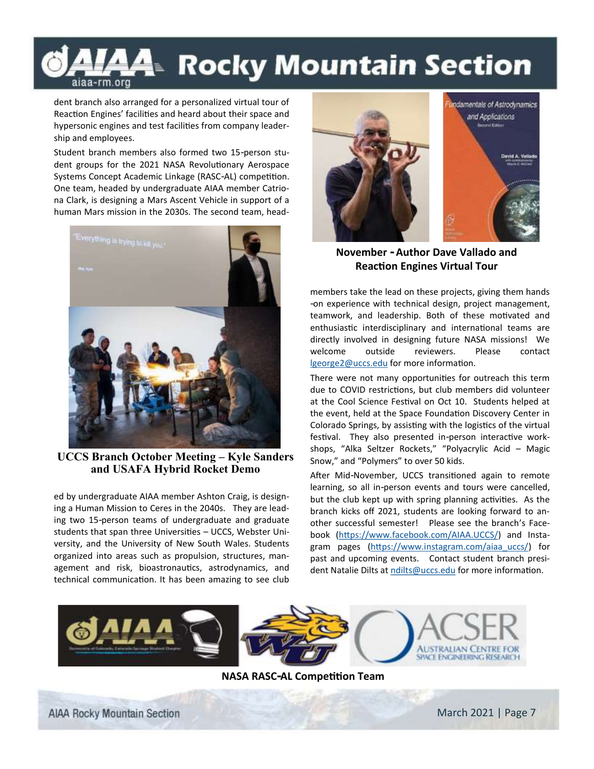dent branch also arranged for a personalized virtual tour of Reaction Engines' facilities and heard about their space and hypersonic engines and test facilities from company leadership and employees.

Student branch members also formed two 15-person student groups for the 2021 NASA Revolutionary Aerospace Systems Concept Academic Linkage (RASC-AL) competition. One team, headed by undergraduate AIAA member Catriona Clark, is designing a Mars Ascent Vehicle in support of a human Mars mission in the 2030s. The second team, headed by undergraduate AIAA member Ashton Craig, is designing a Human Mission to Ceres in the 2040s. They are leading two 15-person teams of undergraduate and graduate students that span three Universities – UCCS, Webster University, and the University of New South Wales. Students organized into areas such as propulsion, structures, management and risk, bioastronautics, astrodynamics, and technical communication. It has been amazing to see club members take the lead on these projects, giving them hands-on experience with technical design, project management, teamwork, and leadership. Both of these motivated and enthusiastic interdisciplinary and international teams are directly involved in designing future NASA missions! We welcome outside reviewers. Please contact lgeorge2@uccs.edu for more information.

**UCCS Branch October Meeting – Kyle Sanders and USAFA Hybrid Rocket Demo**

**November - Author Dave Vallado and Reaction Engines Virtual Tour**

There were not many opportunities for outreach this term due to COVID restrictions, but club members did volunteer at the Cool Science Festival on Oct 10. Students helped at the event, held at the Space Foundation Discovery Center in Colorado Springs, by assisting with the logistics of the virtual festival. They also presented in-person interactive workshops, "Alka Seltzer Rockets," "Polyacrylic Acid – Magic Snow," and "Polymers" to over 50 kids.

After Mid-November, UCCS transitioned again to remote learning, so all in-person events and tours were cancelled, but the club kept up with spring planning activities. As the branch kicks off 2021, students are looking forward to another successful semester! Please see the branch's Facebook (https://www.facebook.com/AIAA.UCCS/) and Instagram pages (https://www.instagram.com/aiaa_uccs/) for past and upcoming events. Contact student branch president Natalie Dilts at ndilts@uccs.edu for more information.

**NASA RASC-AL Competition Team**